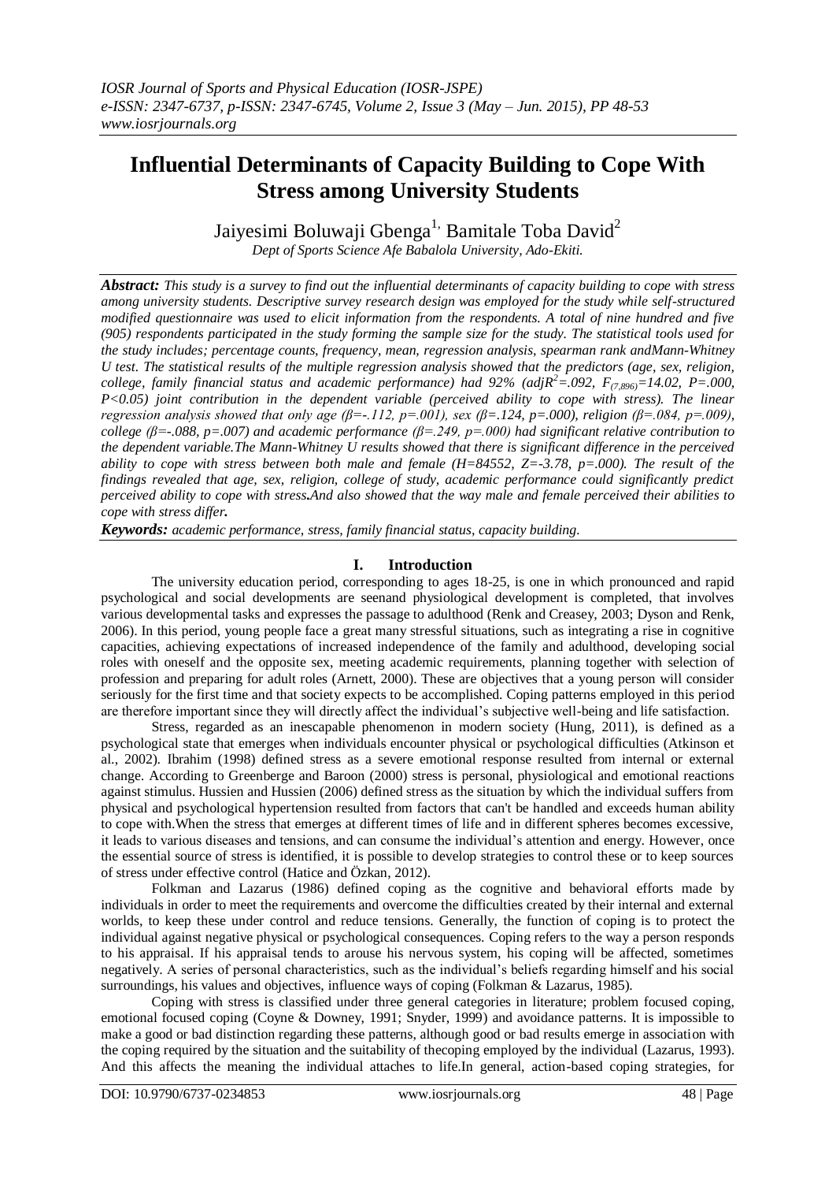# Influential Determinants of Capacity Building to Cope With Stress among University Students

Jaiyesimi Boluwaji Gbenga[1,] Bamitale Toba David[2]

*Dept of Sports Science Afe Babalola University, Ado-Ekiti.*

***Abstract:** This study is a survey to find out the influential determinants of capacity building to cope with stress among university students. Descriptive survey research design was employed for the study while self-structured modified questionnaire was used to elicit information from the respondents. A total of nine hundred and five (905) respondents participated in the study forming the sample size for the study. The statistical tools used for the study includes; percentage counts, frequency, mean, regression analysis, spearman rank andMann-Whitney U test. The statistical results of the multiple regression analysis showed that the predictors (age, sex, religion, college, family financial status and academic performance) had 92% ($adjR^2$=.092, $F_{(7,896)}$=14.02, P=.000, P<0.05) joint contribution in the dependent variable (perceived ability to cope with stress). The linear regression analysis showed that only age (β=-.112, p=.001), sex (β=.124, p=.000), religion (β=.084, p=.009), college (β=-.088, p=.007) and academic performance (β=.249, p=.000) had significant relative contribution to the dependent variable.The Mann-Whitney U results showed that there is significant difference in the perceived ability to cope with stress between both male and female (H=84552, Z=-3.78, p=.000). The result of the findings revealed that age, sex, religion, college of study, academic performance could significantly predict perceived ability to cope with stress.And also showed that the way male and female perceived their abilities to cope with stress differ.***

***Keywords:** academic performance, stress, family financial status, capacity building.*

## I. Introduction

The university education period, corresponding to ages 18-25, is one in which pronounced and rapid psychological and social developments are seenand physiological development is completed, that involves various developmental tasks and expresses the passage to adulthood (Renk and Creasey, 2003; Dyson and Renk, 2006). In this period, young people face a great many stressful situations, such as integrating a rise in cognitive capacities, achieving expectations of increased independence of the family and adulthood, developing social roles with oneself and the opposite sex, meeting academic requirements, planning together with selection of profession and preparing for adult roles (Arnett, 2000). These are objectives that a young person will consider seriously for the first time and that society expects to be accomplished. Coping patterns employed in this period are therefore important since they will directly affect the individual's subjective well-being and life satisfaction.

Stress, regarded as an inescapable phenomenon in modern society (Hung, 2011), is defined as a psychological state that emerges when individuals encounter physical or psychological difficulties (Atkinson et al., 2002). Ibrahim (1998) defined stress as a severe emotional response resulted from internal or external change. According to Greenberge and Baroon (2000) stress is personal, physiological and emotional reactions against stimulus. Hussien and Hussien (2006) defined stress as the situation by which the individual suffers from physical and psychological hypertension resulted from factors that can't be handled and exceeds human ability to cope with.When the stress that emerges at different times of life and in different spheres becomes excessive, it leads to various diseases and tensions, and can consume the individual's attention and energy. However, once the essential source of stress is identified, it is possible to develop strategies to control these or to keep sources of stress under effective control (Hatice and Özkan, 2012).

Folkman and Lazarus (1986) defined coping as the cognitive and behavioral efforts made by individuals in order to meet the requirements and overcome the difficulties created by their internal and external worlds, to keep these under control and reduce tensions. Generally, the function of coping is to protect the individual against negative physical or psychological consequences. Coping refers to the way a person responds to his appraisal. If his appraisal tends to arouse his nervous system, his coping will be affected, sometimes negatively. A series of personal characteristics, such as the individual's beliefs regarding himself and his social surroundings, his values and objectives, influence ways of coping (Folkman & Lazarus, 1985).

Coping with stress is classified under three general categories in literature; problem focused coping, emotional focused coping (Coyne & Downey, 1991; Snyder, 1999) and avoidance patterns. It is impossible to make a good or bad distinction regarding these patterns, although good or bad results emerge in association with the coping required by the situation and the suitability of thecoping employed by the individual (Lazarus, 1993). And this affects the meaning the individual attaches to life.In general, action-based coping strategies, for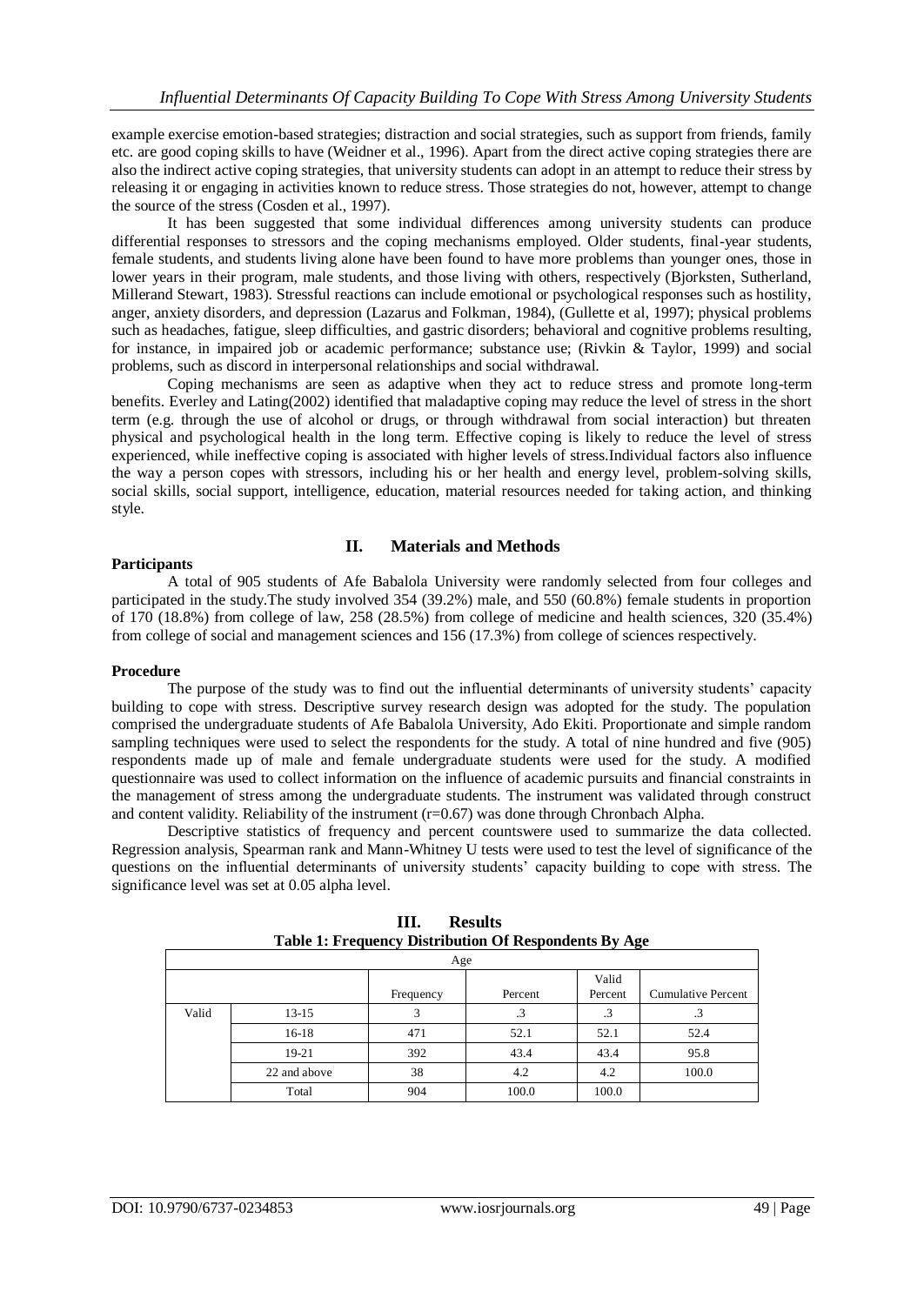example exercise emotion-based strategies; distraction and social strategies, such as support from friends, family etc. are good coping skills to have (Weidner et al., 1996). Apart from the direct active coping strategies there are also the indirect active coping strategies, that university students can adopt in an attempt to reduce their stress by releasing it or engaging in activities known to reduce stress. Those strategies do not, however, attempt to change the source of the stress (Cosden et al., 1997).

It has been suggested that some individual differences among university students can produce differential responses to stressors and the coping mechanisms employed. Older students, final-year students, female students, and students living alone have been found to have more problems than younger ones, those in lower years in their program, male students, and those living with others, respectively (Bjorksten, Sutherland, Millerand Stewart, 1983). Stressful reactions can include emotional or psychological responses such as hostility, anger, anxiety disorders, and depression (Lazarus and Folkman, 1984), (Gullette et al, 1997); physical problems such as headaches, fatigue, sleep difficulties, and gastric disorders; behavioral and cognitive problems resulting, for instance, in impaired job or academic performance; substance use; (Rivkin & Taylor, 1999) and social problems, such as discord in interpersonal relationships and social withdrawal.

Coping mechanisms are seen as adaptive when they act to reduce stress and promote long-term benefits. Everley and Lating(2002) identified that maladaptive coping may reduce the level of stress in the short term (e.g. through the use of alcohol or drugs, or through withdrawal from social interaction) but threaten physical and psychological health in the long term. Effective coping is likely to reduce the level of stress experienced, while ineffective coping is associated with higher levels of stress.Individual factors also influence the way a person copes with stressors, including his or her health and energy level, problem-solving skills, social skills, social support, intelligence, education, material resources needed for taking action, and thinking style.

## II. Materials and Methods

**Participants**

A total of 905 students of Afe Babalola University were randomly selected from four colleges and participated in the study.The study involved 354 (39.2%) male, and 550 (60.8%) female students in proportion of 170 (18.8%) from college of law, 258 (28.5%) from college of medicine and health sciences, 320 (35.4%) from college of social and management sciences and 156 (17.3%) from college of sciences respectively.

**Procedure**

The purpose of the study was to find out the influential determinants of university students' capacity building to cope with stress. Descriptive survey research design was adopted for the study. The population comprised the undergraduate students of Afe Babalola University, Ado Ekiti. Proportionate and simple random sampling techniques were used to select the respondents for the study. A total of nine hundred and five (905) respondents made up of male and female undergraduate students were used for the study. A modified questionnaire was used to collect information on the influence of academic pursuits and financial constraints in the management of stress among the undergraduate students. The instrument was validated through construct and content validity. Reliability of the instrument (r=0.67) was done through Chronbach Alpha.

Descriptive statistics of frequency and percent countswere used to summarize the data collected. Regression analysis, Spearman rank and Mann-Whitney U tests were used to test the level of significance of the questions on the influential determinants of university students' capacity building to cope with stress. The significance level was set at 0.05 alpha level.

## III. Results

**Table 1: Frequency Distribution Of Respondents By Age**

| Age | | | | | |
|---|---|---|---|---|---|
| | | Frequency | Percent | Valid Percent | Cumulative Percent |
| Valid | 13-15 | 3 | .3 | .3 | .3 |
| | 16-18 | 471 | 52.1 | 52.1 | 52.4 |
| | 19-21 | 392 | 43.4 | 43.4 | 95.8 |
| | 22 and above | 38 | 4.2 | 4.2 | 100.0 |
| | Total | 904 | 100.0 | 100.0 | |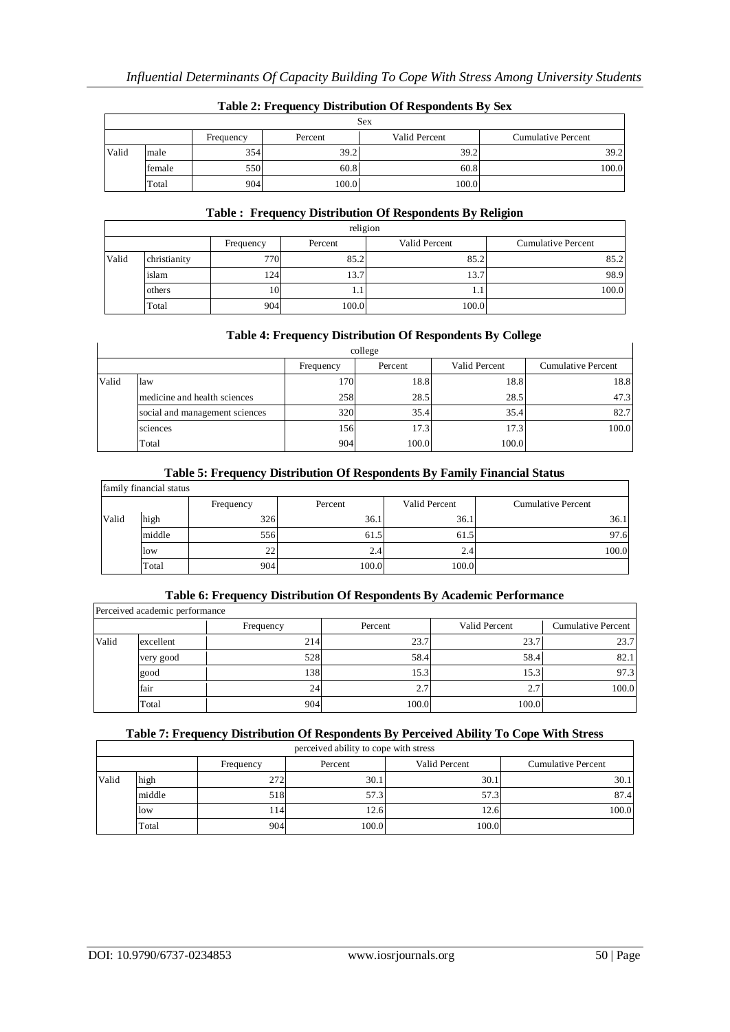**Table 2: Frequency Distribution Of Respondents By Sex**

| Sex | | | | | |
|---|---|---|---|---|---|
| | | Frequency | Percent | Valid Percent | Cumulative Percent |
| Valid | male | 354 | 39.2 | 39.2 | 39.2 |
| | female | 550 | 60.8 | 60.8 | 100.0 |
| | Total | 904 | 100.0 | 100.0 | |

**Table : Frequency Distribution Of Respondents By Religion**

| religion | | | | | |
|---|---|---|---|---|---|
| | | Frequency | Percent | Valid Percent | Cumulative Percent |
| Valid | christianity | 770 | 85.2 | 85.2 | 85.2 |
| | islam | 124 | 13.7 | 13.7 | 98.9 |
| | others | 10 | 1.1 | 1.1 | 100.0 |
| | Total | 904 | 100.0 | 100.0 | |

**Table 4: Frequency Distribution Of Respondents By College**

| college | | | | | |
|---|---|---|---|---|---|
| | | Frequency | Percent | Valid Percent | Cumulative Percent |
| Valid | law | 170 | 18.8 | 18.8 | 18.8 |
| | medicine and health sciences | 258 | 28.5 | 28.5 | 47.3 |
| | social and management sciences | 320 | 35.4 | 35.4 | 82.7 |
| | sciences | 156 | 17.3 | 17.3 | 100.0 |
| | Total | 904 | 100.0 | 100.0 | |

**Table 5: Frequency Distribution Of Respondents By Family Financial Status**

| family financial status | | | | | |
|---|---|---|---|---|---|
| | | Frequency | Percent | Valid Percent | Cumulative Percent |
| Valid | high | 326 | 36.1 | 36.1 | 36.1 |
| | middle | 556 | 61.5 | 61.5 | 97.6 |
| | low | 22 | 2.4 | 2.4 | 100.0 |
| | Total | 904 | 100.0 | 100.0 | |

**Table 6: Frequency Distribution Of Respondents By Academic Performance**

| Perceived academic performance | | | | | |
|---|---|---|---|---|---|
| | | Frequency | Percent | Valid Percent | Cumulative Percent |
| Valid | excellent | 214 | 23.7 | 23.7 | 23.7 |
| | very good | 528 | 58.4 | 58.4 | 82.1 |
| | good | 138 | 15.3 | 15.3 | 97.3 |
| | fair | 24 | 2.7 | 2.7 | 100.0 |
| | Total | 904 | 100.0 | 100.0 | |

**Table 7: Frequency Distribution Of Respondents By Perceived Ability To Cope With Stress**

| perceived ability to cope with stress | | | | | |
|---|---|---|---|---|---|
| | | Frequency | Percent | Valid Percent | Cumulative Percent |
| Valid | high | 272 | 30.1 | 30.1 | 30.1 |
| | middle | 518 | 57.3 | 57.3 | 87.4 |
| | low | 114 | 12.6 | 12.6 | 100.0 |
| | Total | 904 | 100.0 | 100.0 | |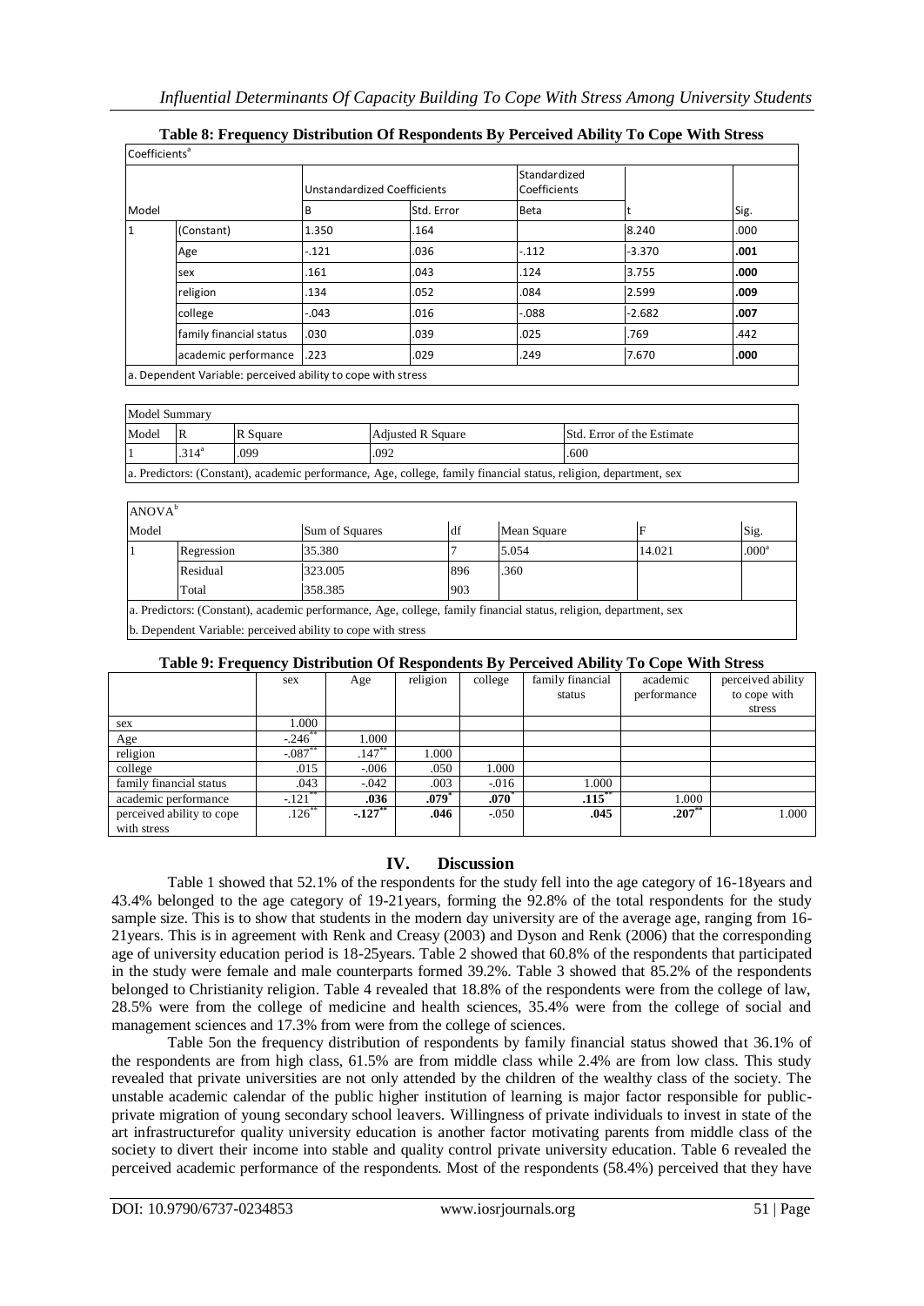**Table 8: Frequency Distribution Of Respondents By Perceived Ability To Cope With Stress**

| Coefficients[a] | | | | | | |
|---|---|---|---|---|---|---|
| Model | | Unstandardized Coefficients | | Standardized Coefficients | | |
| | | B | Std. Error | Beta | t | Sig. |
| 1 | (Constant) | 1.350 | .164 | | 8.240 | .000 |
| | Age | -.121 | .036 | -.112 | -3.370 | **.001** |
| | sex | .161 | .043 | .124 | 3.755 | **.000** |
| | religion | .134 | .052 | .084 | 2.599 | **.009** |
| | college | -.043 | .016 | -.088 | -2.682 | **.007** |
| | family financial status | .030 | .039 | .025 | .769 | .442 |
| | academic performance | .223 | .029 | .249 | 7.670 | **.000** |

a. Dependent Variable: perceived ability to cope with stress

| Model Summary | | | | |
|---|---|---|---|---|
| Model | R | R Square | Adjusted R Square | Std. Error of the Estimate |
| 1 | .314[a] | .099 | .092 | .600 |

a. Predictors: (Constant), academic performance, Age, college, family financial status, religion, department, sex

| ANOVA[b] | | | | | | |
|---|---|---|---|---|---|---|
| Model | | Sum of Squares | df | Mean Square | F | Sig. |
| 1 | Regression | 35.380 | 7 | 5.054 | 14.021 | .000[a] |
| | Residual | 323.005 | 896 | .360 | | |
| | Total | 358.385 | 903 | | | |

a. Predictors: (Constant), academic performance, Age, college, family financial status, religion, department, sex

b. Dependent Variable: perceived ability to cope with stress

**Table 9: Frequency Distribution Of Respondents By Perceived Ability To Cope With Stress**

| | sex | Age | religion | college | family financial status | academic performance | perceived ability to cope with stress |
|---|---|---|---|---|---|---|---|
| sex | 1.000 | | | | | | |
| Age | -.246** | 1.000 | | | | | |
| religion | -.087** | .147** | 1.000 | | | | |
| college | .015 | -.006 | .050 | 1.000 | | | |
| family financial status | .043 | -.042 | .003 | -.016 | 1.000 | | |
| academic performance | -.121** | **.036** | **.079*** | **.070*** | **.115**** | 1.000 | |
| perceived ability to cope with stress | .126** | **-.127**** | **.046** | -.050 | **.045** | **.207**** | 1.000 |

## IV. Discussion

Table 1 showed that 52.1% of the respondents for the study fell into the age category of 16-18years and 43.4% belonged to the age category of 19-21years, forming the 92.8% of the total respondents for the study sample size. This is to show that students in the modern day university are of the average age, ranging from 16-21years. This is in agreement with Renk and Creasy (2003) and Dyson and Renk (2006) that the corresponding age of university education period is 18-25years. Table 2 showed that 60.8% of the respondents that participated in the study were female and male counterparts formed 39.2%. Table 3 showed that 85.2% of the respondents belonged to Christianity religion. Table 4 revealed that 18.8% of the respondents were from the college of law, 28.5% were from the college of medicine and health sciences, 35.4% were from the college of social and management sciences and 17.3% from were from the college of sciences.

Table 5on the frequency distribution of respondents by family financial status showed that 36.1% of the respondents are from high class, 61.5% are from middle class while 2.4% are from low class. This study revealed that private universities are not only attended by the children of the wealthy class of the society. The unstable academic calendar of the public higher institution of learning is major factor responsible for public-private migration of young secondary school leavers. Willingness of private individuals to invest in state of the art infrastructurefor quality university education is another factor motivating parents from middle class of the society to divert their income into stable and quality control private university education. Table 6 revealed the perceived academic performance of the respondents. Most of the respondents (58.4%) perceived that they have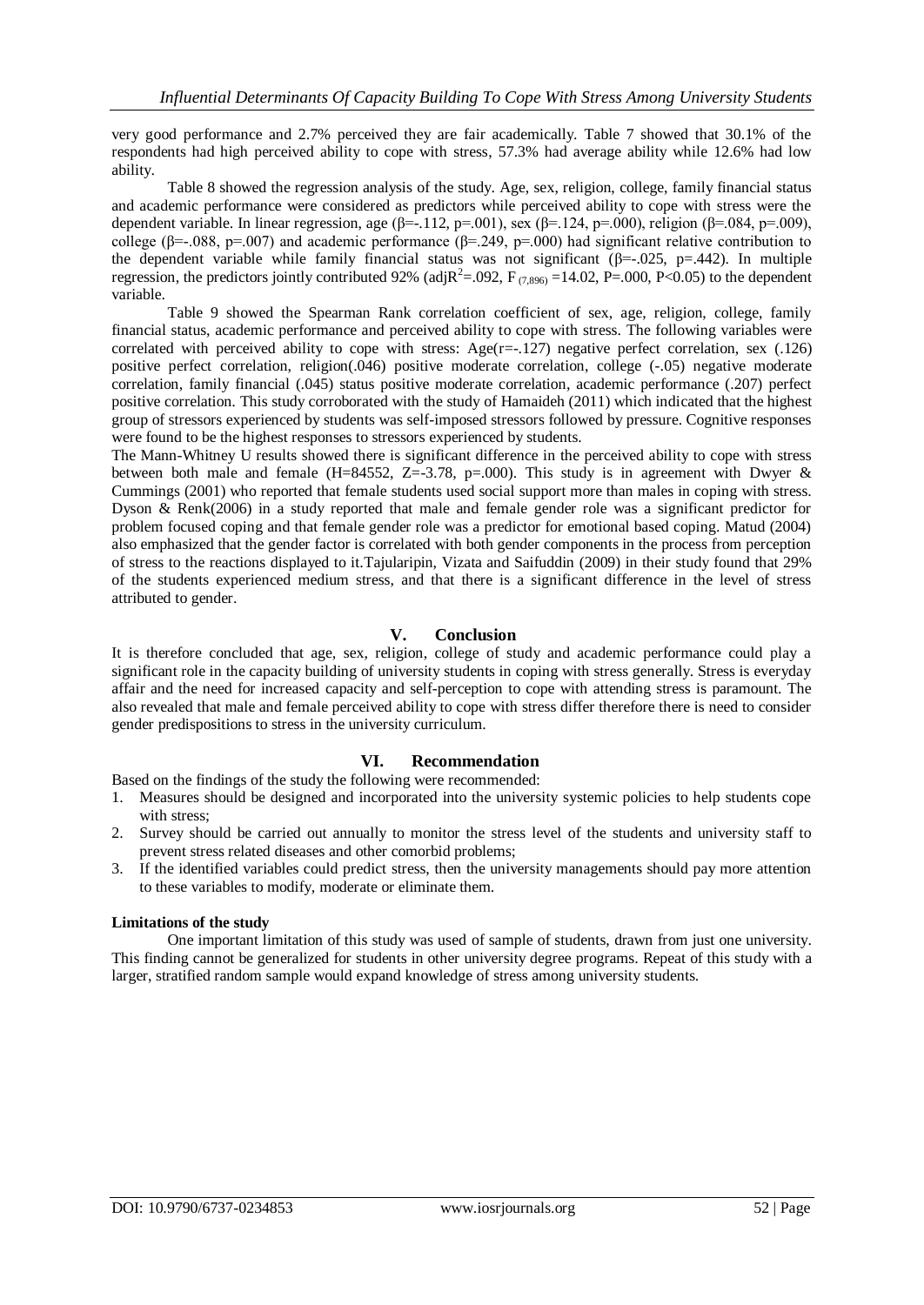very good performance and 2.7% perceived they are fair academically. Table 7 showed that 30.1% of the respondents had high perceived ability to cope with stress, 57.3% had average ability while 12.6% had low ability.

Table 8 showed the regression analysis of the study. Age, sex, religion, college, family financial status and academic performance were considered as predictors while perceived ability to cope with stress were the dependent variable. In linear regression, age (β=-.112, p=.001), sex (β=.124, p=.000), religion (β=.084, p=.009), college (β=-.088, p=.007) and academic performance (β=.249, p=.000) had significant relative contribution to the dependent variable while family financial status was not significant (β=-.025, p=.442). In multiple regression, the predictors jointly contributed 92% (adj$R^2$=.092, $F_{(7,896)}$ =14.02, P=.000, P<0.05) to the dependent variable.

Table 9 showed the Spearman Rank correlation coefficient of sex, age, religion, college, family financial status, academic performance and perceived ability to cope with stress. The following variables were correlated with perceived ability to cope with stress: Age(r=-.127) negative perfect correlation, sex (.126) positive perfect correlation, religion(.046) positive moderate correlation, college (-.05) negative moderate correlation, family financial (.045) status positive moderate correlation, academic performance (.207) perfect positive correlation. This study corroborated with the study of Hamaideh (2011) which indicated that the highest group of stressors experienced by students was self-imposed stressors followed by pressure. Cognitive responses were found to be the highest responses to stressors experienced by students.

The Mann-Whitney U results showed there is significant difference in the perceived ability to cope with stress between both male and female (H=84552, Z=-3.78, p=.000). This study is in agreement with Dwyer & Cummings (2001) who reported that female students used social support more than males in coping with stress. Dyson & Renk(2006) in a study reported that male and female gender role was a significant predictor for problem focused coping and that female gender role was a predictor for emotional based coping. Matud (2004) also emphasized that the gender factor is correlated with both gender components in the process from perception of stress to the reactions displayed to it.Tajularipin, Vizata and Saifuddin (2009) in their study found that 29% of the students experienced medium stress, and that there is a significant difference in the level of stress attributed to gender.

## V. Conclusion

It is therefore concluded that age, sex, religion, college of study and academic performance could play a significant role in the capacity building of university students in coping with stress generally. Stress is everyday affair and the need for increased capacity and self-perception to cope with attending stress is paramount. The also revealed that male and female perceived ability to cope with stress differ therefore there is need to consider gender predispositions to stress in the university curriculum.

## VI. Recommendation

Based on the findings of the study the following were recommended:

1. Measures should be designed and incorporated into the university systemic policies to help students cope with stress;
2. Survey should be carried out annually to monitor the stress level of the students and university staff to prevent stress related diseases and other comorbid problems;
3. If the identified variables could predict stress, then the university managements should pay more attention to these variables to modify, moderate or eliminate them.

**Limitations of the study**

One important limitation of this study was used of sample of students, drawn from just one university. This finding cannot be generalized for students in other university degree programs. Repeat of this study with a larger, stratified random sample would expand knowledge of stress among university students.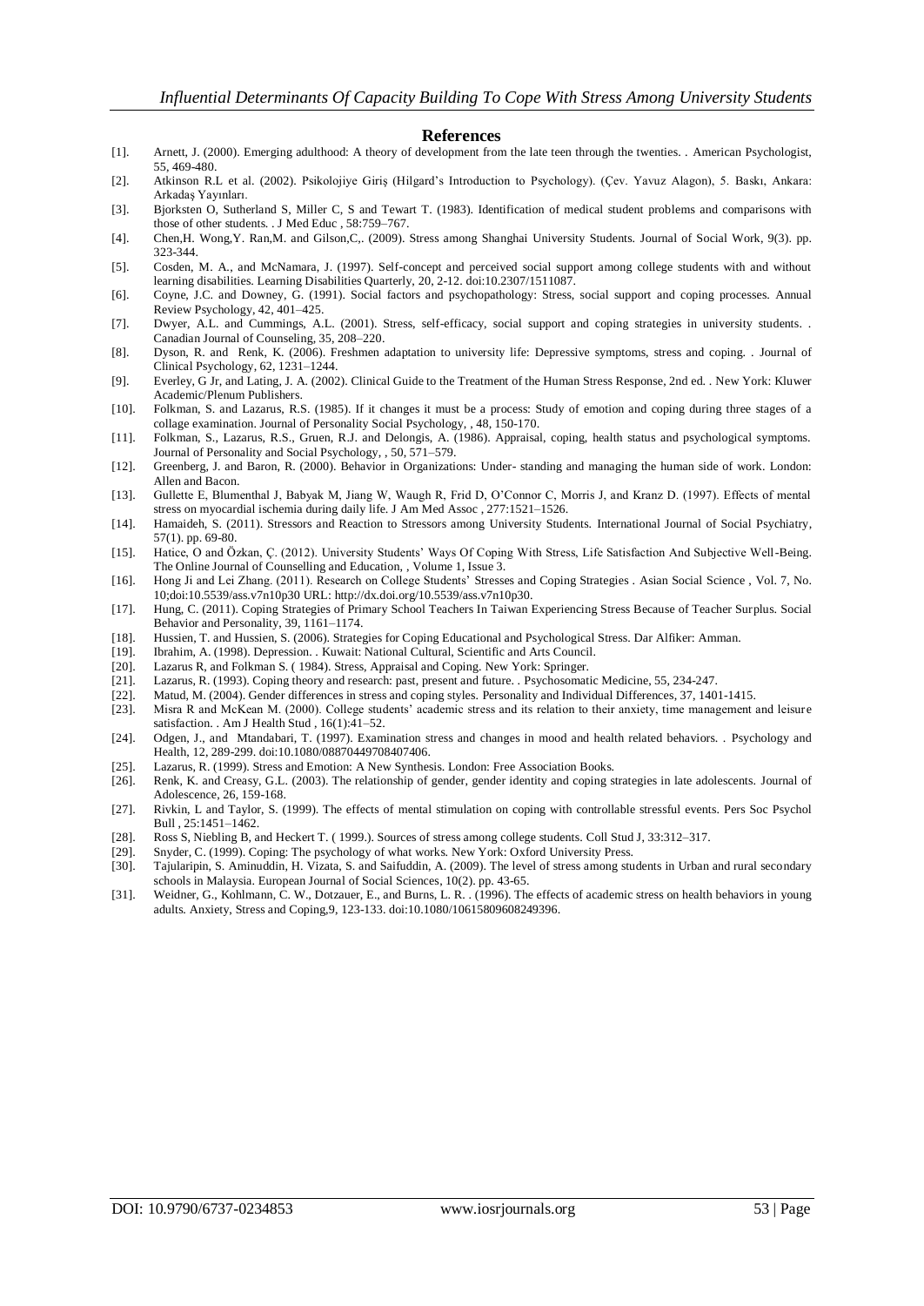## References

[1]. Arnett, J. (2000). Emerging adulthood: A theory of development from the late teen through the twenties. . American Psychologist, 55, 469-480.

[2]. Atkinson R.L et al. (2002). Psikolojiye Giriş (Hilgard's Introduction to Psychology). (Çev. Yavuz Alagon), 5. Baskı, Ankara: Arkadaş Yayınları.

[3]. Bjorksten O, Sutherland S, Miller C, S and Tewart T. (1983). Identification of medical student problems and comparisons with those of other students. . J Med Educ , 58:759–767.

[4]. Chen,H. Wong,Y. Ran,M. and Gilson,C,. (2009). Stress among Shanghai University Students. Journal of Social Work, 9(3). pp. 323-344.

[5]. Cosden, M. A., and McNamara, J. (1997). Self-concept and perceived social support among college students with and without learning disabilities. Learning Disabilities Quarterly, 20, 2-12. doi:10.2307/1511087.

[6]. Coyne, J.C. and Downey, G. (1991). Social factors and psychopathology: Stress, social support and coping processes. Annual Review Psychology, 42, 401–425.

[7]. Dwyer, A.L. and Cummings, A.L. (2001). Stress, self-efficacy, social support and coping strategies in university students. . Canadian Journal of Counseling, 35, 208–220.

[8]. Dyson, R. and Renk, K. (2006). Freshmen adaptation to university life: Depressive symptoms, stress and coping. . Journal of Clinical Psychology, 62, 1231–1244.

[9]. Everley, G Jr, and Lating, J. A. (2002). Clinical Guide to the Treatment of the Human Stress Response, 2nd ed. . New York: Kluwer Academic/Plenum Publishers.

[10]. Folkman, S. and Lazarus, R.S. (1985). If it changes it must be a process: Study of emotion and coping during three stages of a collage examination. Journal of Personality Social Psychology, , 48, 150-170.

[11]. Folkman, S., Lazarus, R.S., Gruen, R.J. and Delongis, A. (1986). Appraisal, coping, health status and psychological symptoms. Journal of Personality and Social Psychology, , 50, 571–579.

[12]. Greenberg, J. and Baron, R. (2000). Behavior in Organizations: Under- standing and managing the human side of work. London: Allen and Bacon.

[13]. Gullette E, Blumenthal J, Babyak M, Jiang W, Waugh R, Frid D, O'Connor C, Morris J, and Kranz D. (1997). Effects of mental stress on myocardial ischemia during daily life. J Am Med Assoc , 277:1521–1526.

[14]. Hamaideh, S. (2011). Stressors and Reaction to Stressors among University Students. International Journal of Social Psychiatry, 57(1). pp. 69-80.

[15]. Hatice, O and Özkan, Ç. (2012). University Students' Ways Of Coping With Stress, Life Satisfaction And Subjective Well-Being. The Online Journal of Counselling and Education, , Volume 1, Issue 3.

[16]. Hong Ji and Lei Zhang. (2011). Research on College Students' Stresses and Coping Strategies . Asian Social Science , Vol. 7, No. 10;doi:10.5539/ass.v7n10p30 URL: http://dx.doi.org/10.5539/ass.v7n10p30.

[17]. Hung, C. (2011). Coping Strategies of Primary School Teachers In Taiwan Experiencing Stress Because of Teacher Surplus. Social Behavior and Personality, 39, 1161–1174.

[18]. Hussien, T. and Hussien, S. (2006). Strategies for Coping Educational and Psychological Stress. Dar Alfiker: Amman.

[19]. Ibrahim, A. (1998). Depression. . Kuwait: National Cultural, Scientific and Arts Council.

[20]. Lazarus R, and Folkman S. ( 1984). Stress, Appraisal and Coping. New York: Springer.

[21]. Lazarus, R. (1993). Coping theory and research: past, present and future. . Psychosomatic Medicine, 55, 234-247.

[22]. Matud, M. (2004). Gender differences in stress and coping styles. Personality and Individual Differences, 37, 1401-1415.

[23]. Misra R and McKean M. (2000). College students' academic stress and its relation to their anxiety, time management and leisure satisfaction. . Am J Health Stud , 16(1):41–52.

[24]. Odgen, J., and Mtandabari, T. (1997). Examination stress and changes in mood and health related behaviors. . Psychology and Health, 12, 289-299. doi:10.1080/08870449708407406.

[25]. Lazarus, R. (1999). Stress and Emotion: A New Synthesis. London: Free Association Books.

[26]. Renk, K. and Creasy, G.L. (2003). The relationship of gender, gender identity and coping strategies in late adolescents. Journal of Adolescence, 26, 159-168.

[27]. Rivkin, L and Taylor, S. (1999). The effects of mental stimulation on coping with controllable stressful events. Pers Soc Psychol Bull , 25:1451–1462.

[28]. Ross S, Niebling B, and Heckert T. ( 1999.). Sources of stress among college students. Coll Stud J, 33:312–317.

[29]. Snyder, C. (1999). Coping: The psychology of what works. New York: Oxford University Press.

[30]. Tajularipin, S. Aminuddin, H. Vizata, S. and Saifuddin, A. (2009). The level of stress among students in Urban and rural secondary schools in Malaysia. European Journal of Social Sciences, 10(2). pp. 43-65.

[31]. Weidner, G., Kohlmann, C. W., Dotzauer, E., and Burns, L. R. . (1996). The effects of academic stress on health behaviors in young adults. Anxiety, Stress and Coping,9, 123-133. doi:10.1080/10615809608249396.